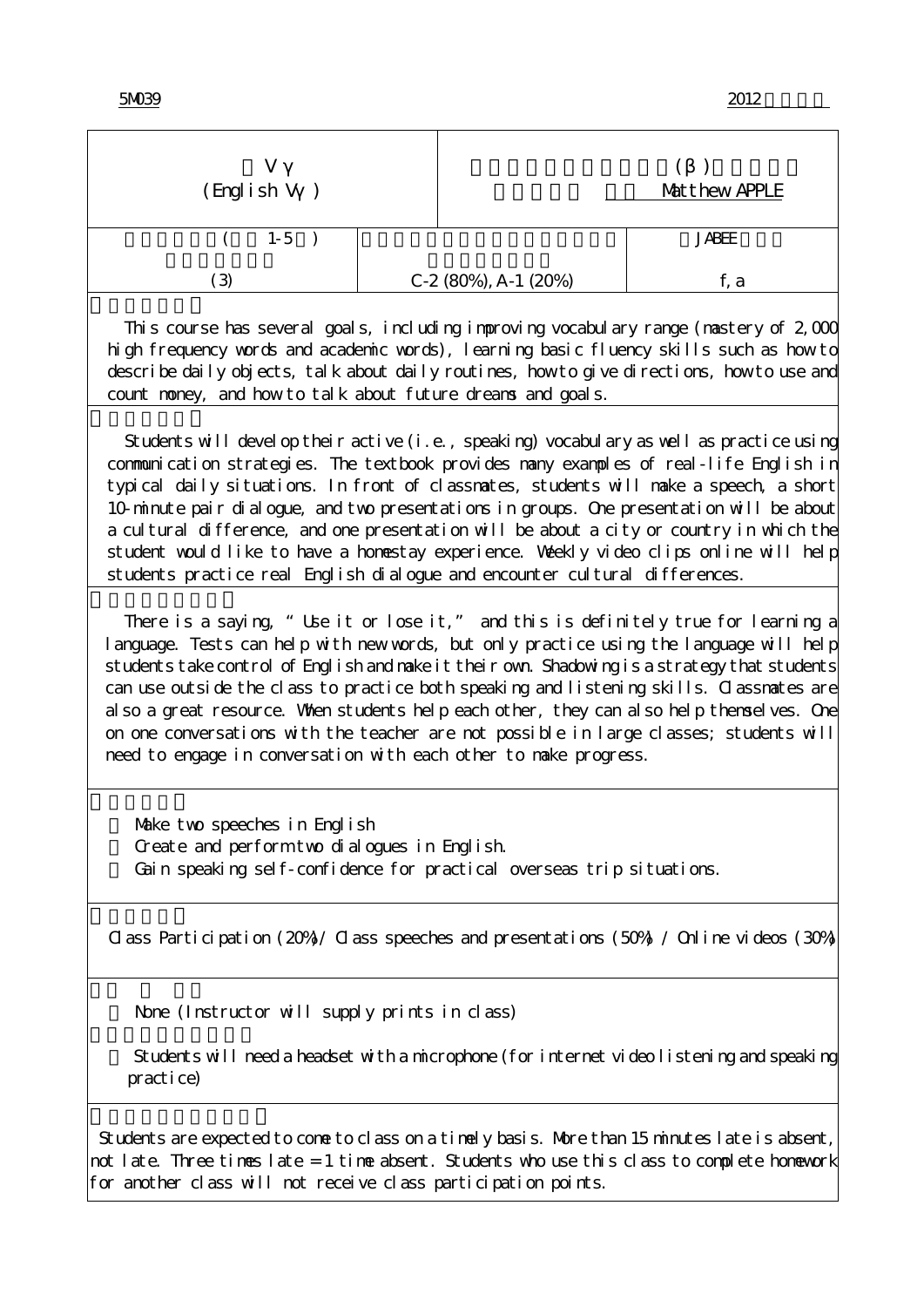5M039 2012

| V γ (English Vγ) | (β) Matthew APPLE |
|---|---|

| ( 1-5 ) (3) | C-2 (80%), A-1 (20%) | JABEE f, a |
|---|---|---|

This course has several goals, including improving vocabulary range (mastery of 2,000 high frequency words and academic words), learning basic fluency skills such as how to describe daily objects, talk about daily routines, how to give directions, how to use and count money, and how to talk about future dreams and goals.

Students will develop their active (i.e., speaking) vocabulary as well as practice using communication strategies. The textbook provides many examples of real-life English in typical daily situations. In front of classmates, students will make a speech, a short 10-minute pair dialogue, and two presentations in groups. One presentation will be about a cultural difference, and one presentation will be about a city or country in which the student would like to have a homestay experience. Weekly video clips online will help students practice real English dialogue and encounter cultural differences.

There is a saying, "Use it or lose it," and this is definitely true for learning a language. Tests can help with new words, but only practice using the language will help students take control of English and make it their own. Shadowing is a strategy that students can use outside the class to practice both speaking and listening skills. Classmates are also a great resource. When students help each other, they can also help themselves. One on one conversations with the teacher are not possible in large classes; students will need to engage in conversation with each other to make progress.

- Make two speeches in English
- Create and perform two dialogues in English.
- Gain speaking self-confidence for practical overseas trip situations.

Class Participation (20%) / Class speeches and presentations (50%) / Online videos (30%)

- None (Instructor will supply prints in class)

- Students will need a headset with a microphone (for internet video listening and speaking practice)

Students are expected to come to class on a timely basis. More than 15 minutes late is absent, not late. Three times late = 1 time absent. Students who use this class to complete homework for another class will not receive class participation points.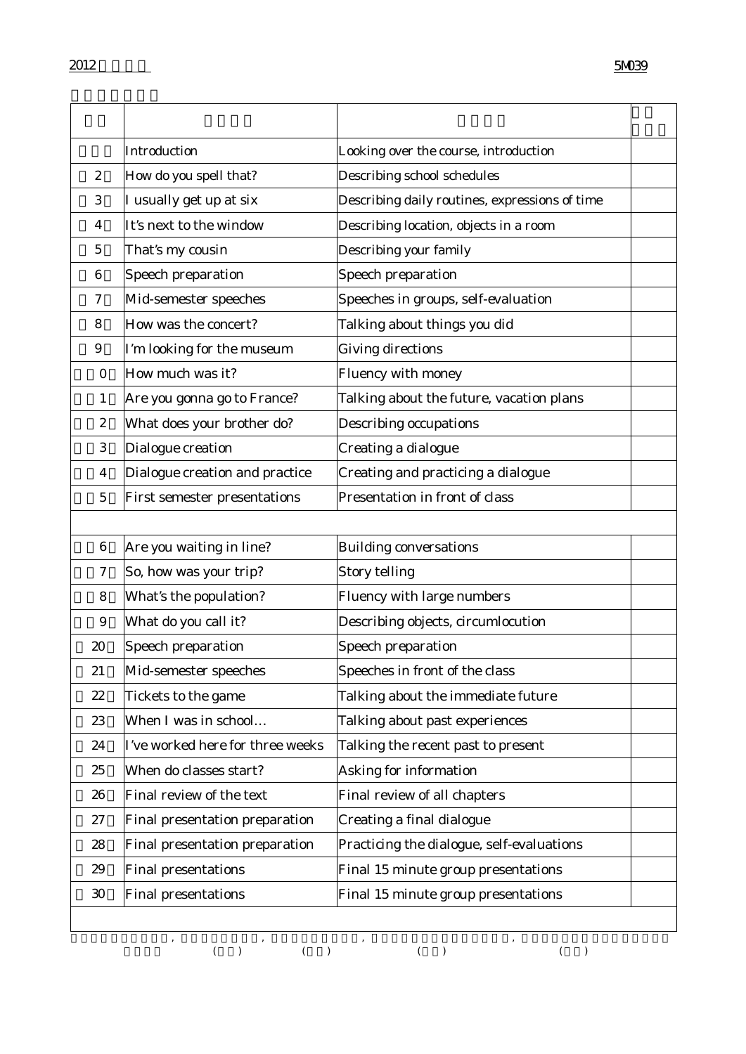2012

| | | | |
|---|---|---|---|
| | Introduction | Looking over the course, introduction | |
| 2 | How do you spell that? | Describing school schedules | |
| 3 | I usually get up at six | Describing daily routines, expressions of time | |
| 4 | It's next to the window | Describing location, objects in a room | |
| 5 | That's my cousin | Describing your family | |
| 6 | Speech preparation | Speech preparation | |
| 7 | Mid-semester speeches | Speeches in groups, self-evaluation | |
| 8 | How was the concert? | Talking about things you did | |
| 9 | I'm looking for the museum | Giving directions | |
| 0 | How much was it? | Fluency with money | |
| 1 | Are you gonna go to France? | Talking about the future, vacation plans | |
| 2 | What does your brother do? | Describing occupations | |
| 3 | Dialogue creation | Creating a dialogue | |
| 4 | Dialogue creation and practice | Creating and practicing a dialogue | |
| 5 | First semester presentations | Presentation in front of class | |
| | | | |
| 6 | Are you waiting in line? | Building conversations | |
| 7 | So, how was your trip? | Story telling | |
| 8 | What's the population? | Fluency with large numbers | |
| 9 | What do you call it? | Describing objects, circumlocution | |
| 20 | Speech preparation | Speech preparation | |
| 21 | Mid-semester speeches | Speeches in front of the class | |
| 22 | Tickets to the game | Talking about the immediate future | |
| 23 | When I was in school… | Talking about past experiences | |
| 24 | I've worked here for three weeks | Talking the recent past to present | |
| 25 | When do classes start? | Asking for information | |
| 26 | Final review of the text | Final review of all chapters | |
| 27 | Final presentation preparation | Creating a final dialogue | |
| 28 | Final presentation preparation | Practicing the dialogue, self-evaluations | |
| 29 | Final presentations | Final 15 minute group presentations | |
| 30 | Final presentations | Final 15 minute group presentations | |